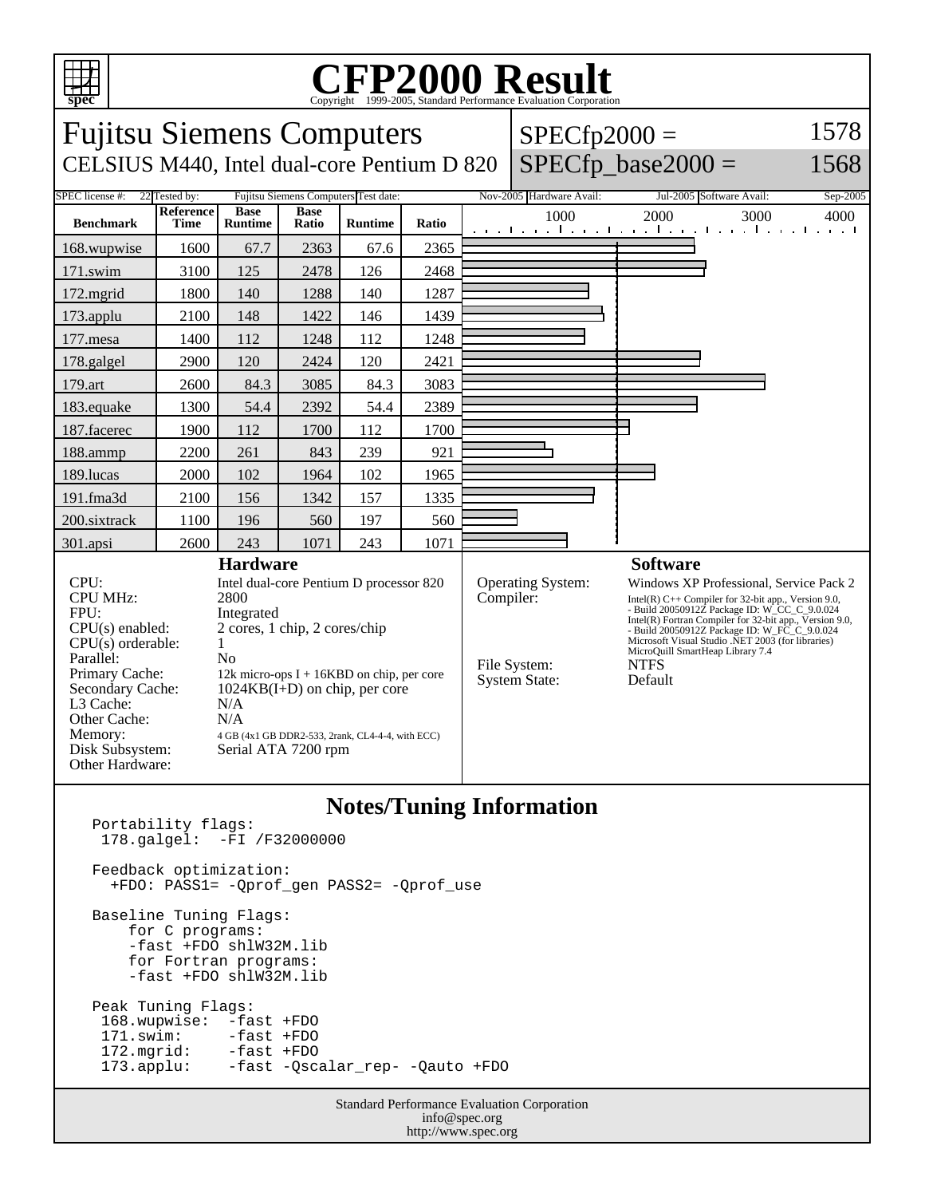# CFP2000 Result

Copyright 1999-2005, Standard Performance Evaluation Corporation

## Fujitsu Siemens Computers

CELSIUS M440, Intel dual-core Pentium D 820

SPECfp2000 = 1578

SPECfp_base2000 = 1568

| SPEC license #: | 22 | Tested by: | Fujitsu Siemens Computers | Test date: | Nov-2005 | Hardware Avail: | Jul-2005 | Software Avail: | Sep-2005 |
|---|---|---|---|---|---|---|---|---|---|

| Benchmark | Reference Time | Base Runtime | Base Ratio | Runtime | Ratio |
|---|---|---|---|---|---|
| 168.wupwise | 1600 | 67.7 | 2363 | 67.6 | 2365 |
| 171.swim | 3100 | 125 | 2478 | 126 | 2468 |
| 172.mgrid | 1800 | 140 | 1288 | 140 | 1287 |
| 173.applu | 2100 | 148 | 1422 | 146 | 1439 |
| 177.mesa | 1400 | 112 | 1248 | 112 | 1248 |
| 178.galgel | 2900 | 120 | 2424 | 120 | 2421 |
| 179.art | 2600 | 84.3 | 3085 | 84.3 | 3083 |
| 183.equake | 1300 | 54.4 | 2392 | 54.4 | 2389 |
| 187.facerec | 1900 | 112 | 1700 | 112 | 1700 |
| 188.ammp | 2200 | 261 | 843 | 239 | 921 |
| 189.lucas | 2000 | 102 | 1964 | 102 | 1965 |
| 191.fma3d | 2100 | 156 | 1342 | 157 | 1335 |
| 200.sixtrack | 1100 | 196 | 560 | 197 | 560 |
| 301.apsi | 2600 | 243 | 1071 | 243 | 1071 |

### Hardware

| | |
|---|---|
| CPU: | Intel dual-core Pentium D processor 820 |
| CPU MHz: | 2800 |
| FPU: | Integrated |
| CPU(s) enabled: | 2 cores, 1 chip, 2 cores/chip |
| CPU(s) orderable: | 1 |
| Parallel: | No |
| Primary Cache: | 12k micro-ops I + 16KBD on chip, per core |
| Secondary Cache: | 1024KB(I+D) on chip, per core |
| L3 Cache: | N/A |
| Other Cache: | N/A |
| Memory: | 4 GB (4x1 GB DDR2-533, 2rank, CL4-4-4, with ECC) |
| Disk Subsystem: | Serial ATA 7200 rpm |
| Other Hardware: | |

### Software

| | |
|---|---|
| Operating System: | Windows XP Professional, Service Pack 2 |
| Compiler: | Intel(R) C++ Compiler for 32-bit app., Version 9.0, - Build 20050912Z Package ID: W_CC_C_9.0.024 Intel(R) Fortran Compiler for 32-bit app., Version 9.0, - Build 20050912Z Package ID: W_FC_C_9.0.024 Microsoft Visual Studio .NET 2003 (for libraries) MicroQuill SmartHeap Library 7.4 |
| File System: | NTFS |
| System State: | Default |

## Notes/Tuning Information

```
Portability flags:
 178.galgel:  -FI /F32000000

Feedback optimization:
  +FDO: PASS1= -Qprof_gen PASS2= -Qprof_use

Baseline Tuning Flags:
    for C programs:
    -fast +FDO shlW32M.lib
    for Fortran programs:
    -fast +FDO shlW32M.lib

Peak Tuning Flags:
 168.wupwise:  -fast +FDO
 171.swim:     -fast +FDO
 172.mgrid:    -fast +FDO
 173.applu:    -fast -Qscalar_rep- -Qauto +FDO
```

Standard Performance Evaluation Corporation
info@spec.org
http://www.spec.org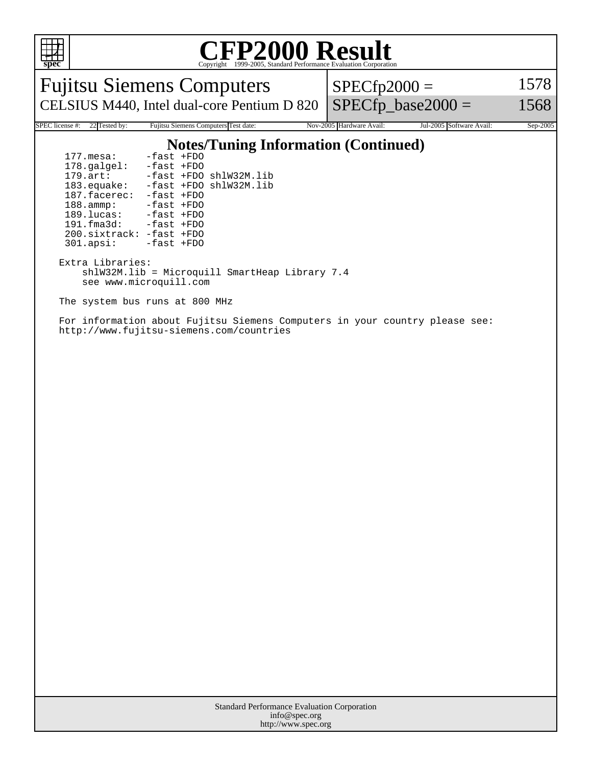# CFP2000 Result

Copyright 1999-2005, Standard Performance Evaluation Corporation

## Fujitsu Siemens Computers

CELSIUS M440, Intel dual-core Pentium D 820

SPECfp2000 = 1578

SPECfp_base2000 = 1568

SPEC license #: 22 Tested by: Fujitsu Siemens Computers Test date: Nov-2005 Hardware Avail: Jul-2005 Software Avail: Sep-2005

### Notes/Tuning Information (Continued)

```
 177.mesa:      -fast +FDO
 178.galgel:    -fast +FDO
 179.art:       -fast +FDO shlW32M.lib
 183.equake:    -fast +FDO shlW32M.lib
 187.facerec:   -fast +FDO
 188.ammp:      -fast +FDO
 189.lucas:     -fast +FDO
 191.fma3d:     -fast +FDO
 200.sixtrack:  -fast +FDO
 301.apsi:      -fast +FDO

Extra Libraries:
    shlW32M.lib = Microquill SmartHeap Library 7.4
    see www.microquill.com

The system bus runs at 800 MHz

For information about Fujitsu Siemens Computers in your country please see:
http://www.fujitsu-siemens.com/countries
```